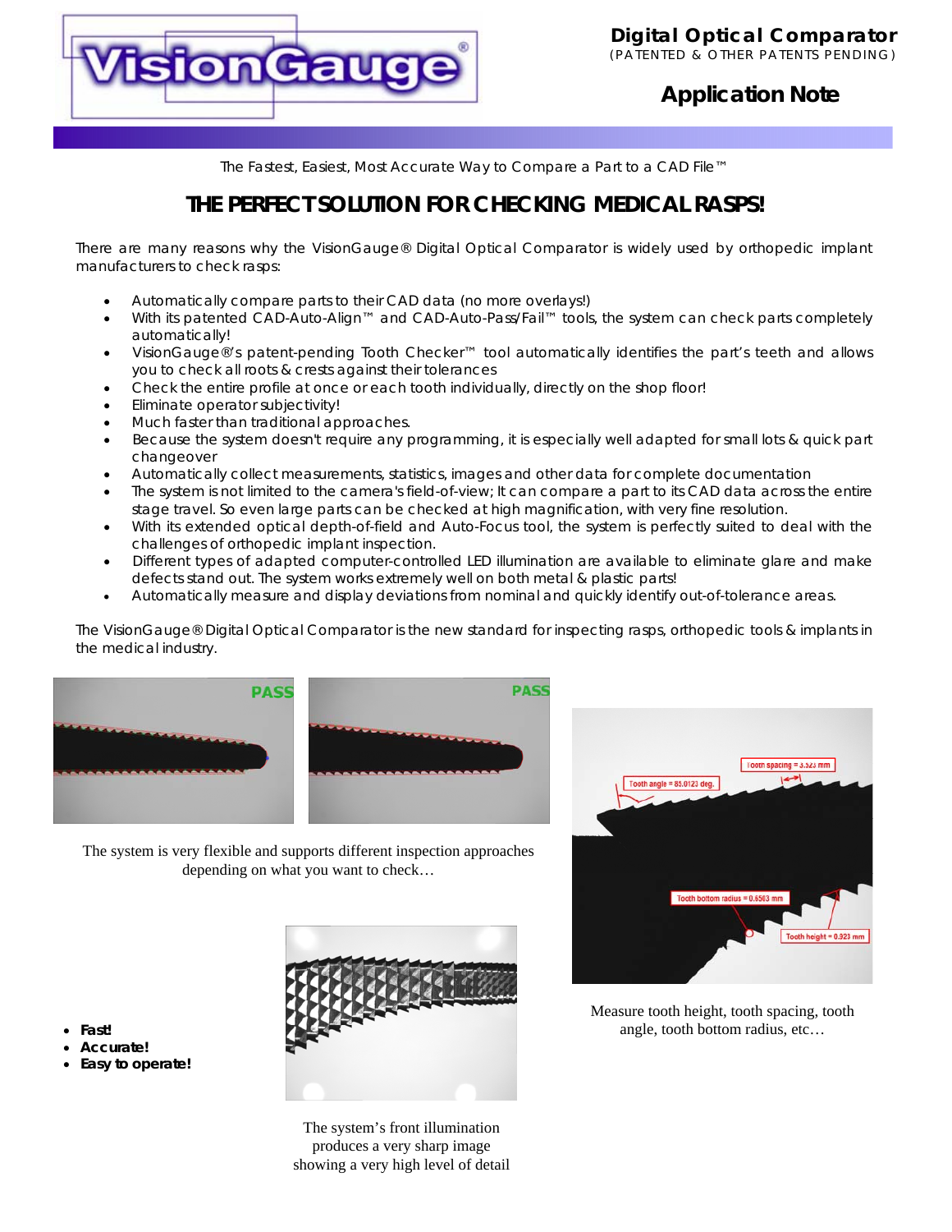**Digital Optical Comparator**
(PATENTED & OTHER PATENTS PENDING)

## Application Note

The Fastest, Easiest, Most Accurate Way to Compare a Part to a CAD File™

# THE PERFECT SOLUTION FOR CHECKING MEDICAL RASPS!

There are many reasons why the VisionGauge® Digital Optical Comparator is widely used by orthopedic implant manufacturers to check rasps:

- Automatically compare parts to their CAD data (no more overlays!)
- With its patented CAD-Auto-Align™ and CAD-Auto-Pass/Fail™ tools, the system can check parts completely automatically!
- VisionGauge®'s patent-pending Tooth Checker™ tool automatically identifies the part's teeth and allows you to check all roots & crests against their tolerances
- Check the entire profile at once or each tooth individually, directly on the shop floor!
- Eliminate operator subjectivity!
- Much faster than traditional approaches.
- Because the system doesn't require any programming, it is especially well adapted for small lots & quick part changeover
- Automatically collect measurements, statistics, images and other data for complete documentation
- The system is not limited to the camera's field-of-view; It can compare a part to its CAD data across the entire stage travel. So even large parts can be checked at high magnification, with very fine resolution.
- With its extended optical depth-of-field and Auto-Focus tool, the system is perfectly suited to deal with the challenges of orthopedic implant inspection.
- Different types of adapted computer-controlled LED illumination are available to eliminate glare and make defects stand out. The system works extremely well on both metal & plastic parts!
- Automatically measure and display deviations from nominal and quickly identify out-of-tolerance areas.

The VisionGauge® Digital Optical Comparator is the new standard for inspecting rasps, orthopedic tools & implants in the medical industry.

The system is very flexible and supports different inspection approaches depending on what you want to check…

Measure tooth height, tooth spacing, tooth angle, tooth bottom radius, etc…

- **Fast!**
- **Accurate!**
- **Easy to operate!**

The system's front illumination produces a very sharp image showing a very high level of detail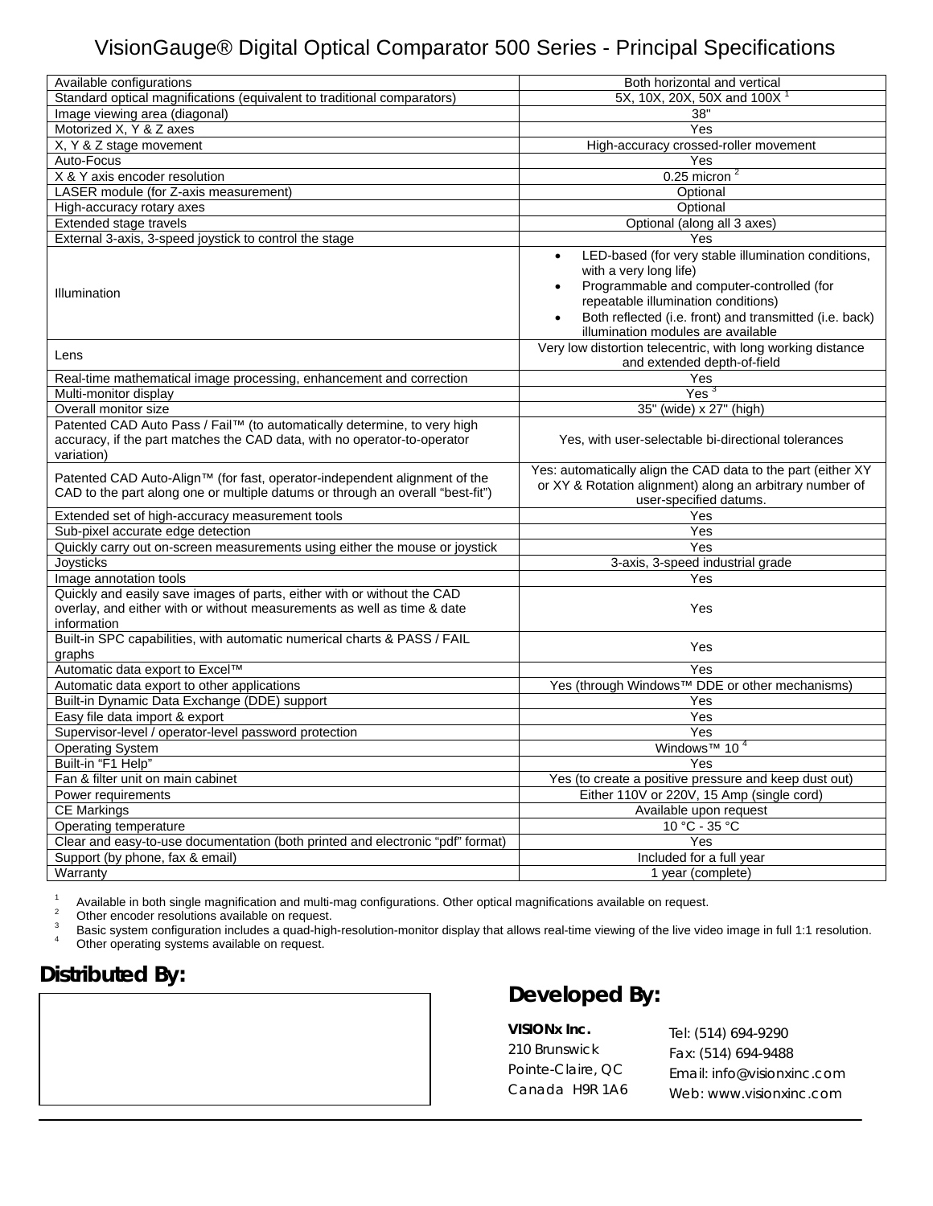# VisionGauge® Digital Optical Comparator 500 Series - Principal Specifications

| | |
|---|---|
| Available configurations | Both horizontal and vertical |
| Standard optical magnifications (equivalent to traditional comparators) | 5X, 10X, 20X, 50X and 100X [1] |
| Image viewing area (diagonal) | 38" |
| Motorized X, Y & Z axes | Yes |
| X, Y & Z stage movement | High-accuracy crossed-roller movement |
| Auto-Focus | Yes |
| X & Y axis encoder resolution | 0.25 micron [2] |
| LASER module (for Z-axis measurement) | Optional |
| High-accuracy rotary axes | Optional |
| Extended stage travels | Optional (along all 3 axes) |
| External 3-axis, 3-speed joystick to control the stage | Yes |
| Illumination | • LED-based (for very stable illumination conditions, with a very long life)<br>• Programmable and computer-controlled (for repeatable illumination conditions)<br>• Both reflected (i.e. front) and transmitted (i.e. back) illumination modules are available |
| Lens | Very low distortion telecentric, with long working distance and extended depth-of-field |
| Real-time mathematical image processing, enhancement and correction | Yes |
| Multi-monitor display | Yes [3] |
| Overall monitor size | 35" (wide) x 27" (high) |
| Patented CAD Auto Pass / Fail™ (to automatically determine, to very high accuracy, if the part matches the CAD data, with no operator-to-operator variation) | Yes, with user-selectable bi-directional tolerances |
| Patented CAD Auto-Align™ (for fast, operator-independent alignment of the CAD to the part along one or multiple datums or through an overall "best-fit") | Yes: automatically align the CAD data to the part (either XY or XY & Rotation alignment) along an arbitrary number of user-specified datums. |
| Extended set of high-accuracy measurement tools | Yes |
| Sub-pixel accurate edge detection | Yes |
| Quickly carry out on-screen measurements using either the mouse or joystick | Yes |
| Joysticks | 3-axis, 3-speed industrial grade |
| Image annotation tools | Yes |
| Quickly and easily save images of parts, either with or without the CAD overlay, and either with or without measurements as well as time & date information | Yes |
| Built-in SPC capabilities, with automatic numerical charts & PASS / FAIL graphs | Yes |
| Automatic data export to Excel™ | Yes |
| Automatic data export to other applications | Yes (through Windows™ DDE or other mechanisms) |
| Built-in Dynamic Data Exchange (DDE) support | Yes |
| Easy file data import & export | Yes |
| Supervisor-level / operator-level password protection | Yes |
| Operating System | Windows™ 10 [4] |
| Built-in "F1 Help" | Yes |
| Fan & filter unit on main cabinet | Yes (to create a positive pressure and keep dust out) |
| Power requirements | Either 110V or 220V, 15 Amp (single cord) |
| CE Markings | Available upon request |
| Operating temperature | 10 °C - 35 °C |
| Clear and easy-to-use documentation (both printed and electronic "pdf" format) | Yes |
| Support (by phone, fax & email) | Included for a full year |
| Warranty | 1 year (complete) |

[1] Available in both single magnification and multi-mag configurations. Other optical magnifications available on request.
[2] Other encoder resolutions available on request.
[3] Basic system configuration includes a quad-high-resolution-monitor display that allows real-time viewing of the live video image in full 1:1 resolution.
[4] Other operating systems available on request.

**Distributed By:**

**Developed By:**

**VISIONx Inc.**
210 Brunswick
Pointe-Claire, QC
Canada H9R 1A6

Tel: (514) 694-9290
Fax: (514) 694-9488
Email: info@visionxinc.com
Web: www.visionxinc.com